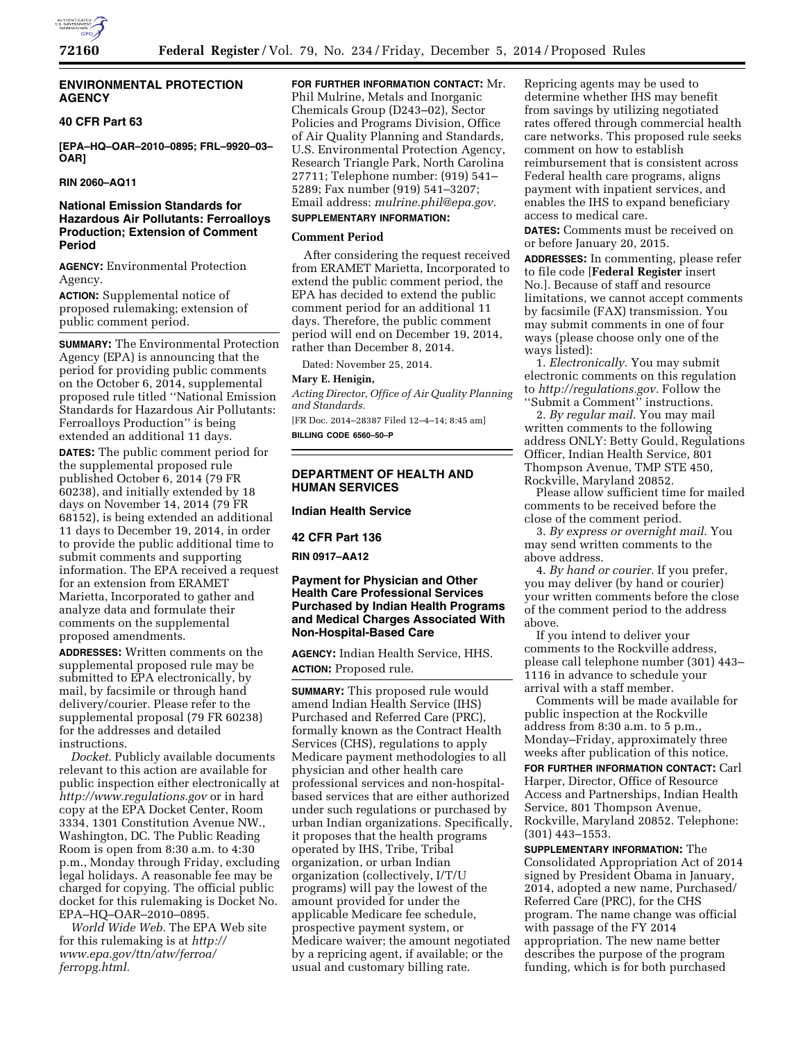## ENVIRONMENTAL PROTECTION AGENCY

### 40 CFR Part 63

**[EPA–HQ–OAR–2010–0895; FRL–9920–03–OAR]**

**RIN 2060–AQ11**

### National Emission Standards for Hazardous Air Pollutants: Ferroalloys Production; Extension of Comment Period

**AGENCY:** Environmental Protection Agency.

**ACTION:** Supplemental notice of proposed rulemaking; extension of public comment period.

**SUMMARY:** The Environmental Protection Agency (EPA) is announcing that the period for providing public comments on the October 6, 2014, supplemental proposed rule titled ''National Emission Standards for Hazardous Air Pollutants: Ferroalloys Production'' is being extended an additional 11 days.

**DATES:** The public comment period for the supplemental proposed rule published October 6, 2014 (79 FR 60238), and initially extended by 18 days on November 14, 2014 (79 FR 68152), is being extended an additional 11 days to December 19, 2014, in order to provide the public additional time to submit comments and supporting information. The EPA received a request for an extension from ERAMET Marietta, Incorporated to gather and analyze data and formulate their comments on the supplemental proposed amendments.

**ADDRESSES:** Written comments on the supplemental proposed rule may be submitted to EPA electronically, by mail, by facsimile or through hand delivery/courier. Please refer to the supplemental proposal (79 FR 60238) for the addresses and detailed instructions.

*Docket.* Publicly available documents relevant to this action are available for public inspection either electronically at *http://www.regulations.gov* or in hard copy at the EPA Docket Center, Room 3334, 1301 Constitution Avenue NW., Washington, DC. The Public Reading Room is open from 8:30 a.m. to 4:30 p.m., Monday through Friday, excluding legal holidays. A reasonable fee may be charged for copying. The official public docket for this rulemaking is Docket No. EPA–HQ–OAR–2010–0895.

*World Wide Web.* The EPA Web site for this rulemaking is at *http://www.epa.gov/ttn/atw/ferroa/ferropg.html.*

**FOR FURTHER INFORMATION CONTACT:** Mr. Phil Mulrine, Metals and Inorganic Chemicals Group (D243–02), Sector Policies and Programs Division, Office of Air Quality Planning and Standards, U.S. Environmental Protection Agency, Research Triangle Park, North Carolina 27711; Telephone number: (919) 541–5289; Fax number (919) 541–3207; Email address: *mulrine.phil@epa.gov.*

**SUPPLEMENTARY INFORMATION:**

#### Comment Period

After considering the request received from ERAMET Marietta, Incorporated to extend the public comment period, the EPA has decided to extend the public comment period for an additional 11 days. Therefore, the public comment period will end on December 19, 2014, rather than December 8, 2014.

Dated: November 25, 2014.

**Mary E. Henigin,**

*Acting Director, Office of Air Quality Planning and Standards.*

[FR Doc. 2014–28387 Filed 12–4–14; 8:45 am]

**BILLING CODE 6560–50–P**

---

## DEPARTMENT OF HEALTH AND HUMAN SERVICES

### Indian Health Service

### 42 CFR Part 136

**RIN 0917–AA12**

### Payment for Physician and Other Health Care Professional Services Purchased by Indian Health Programs and Medical Charges Associated With Non-Hospital-Based Care

**AGENCY:** Indian Health Service, HHS.

**ACTION:** Proposed rule.

**SUMMARY:** This proposed rule would amend Indian Health Service (IHS) Purchased and Referred Care (PRC), formally known as the Contract Health Services (CHS), regulations to apply Medicare payment methodologies to all physician and other health care professional services and non-hospital-based services that are either authorized under such regulations or purchased by urban Indian organizations. Specifically, it proposes that the health programs operated by IHS, Tribe, Tribal organization, or urban Indian organization (collectively, I/T/U programs) will pay the lowest of the amount provided for under the applicable Medicare fee schedule, prospective payment system, or Medicare waiver; the amount negotiated by a repricing agent, if available; or the usual and customary billing rate. Repricing agents may be used to determine whether IHS may benefit from savings by utilizing negotiated rates offered through commercial health care networks. This proposed rule seeks comment on how to establish reimbursement that is consistent across Federal health care programs, aligns payment with inpatient services, and enables the IHS to expand beneficiary access to medical care.

**DATES:** Comments must be received on or before January 20, 2015.

**ADDRESSES:** In commenting, please refer to file code [**Federal Register** insert No.]. Because of staff and resource limitations, we cannot accept comments by facsimile (FAX) transmission. You may submit comments in one of four ways (please choose only one of the ways listed):

1. *Electronically.* You may submit electronic comments on this regulation to *http://regulations.gov.* Follow the ''Submit a Comment'' instructions.

2. *By regular mail.* You may mail written comments to the following address ONLY: Betty Gould, Regulations Officer, Indian Health Service, 801 Thompson Avenue, TMP STE 450, Rockville, Maryland 20852.

Please allow sufficient time for mailed comments to be received before the close of the comment period.

3. *By express or overnight mail.* You may send written comments to the above address.

4. *By hand or courier.* If you prefer, you may deliver (by hand or courier) your written comments before the close of the comment period to the address above.

If you intend to deliver your comments to the Rockville address, please call telephone number (301) 443–1116 in advance to schedule your arrival with a staff member.

Comments will be made available for public inspection at the Rockville address from 8:30 a.m. to 5 p.m., Monday–Friday, approximately three weeks after publication of this notice.

**FOR FURTHER INFORMATION CONTACT:** Carl Harper, Director, Office of Resource Access and Partnerships, Indian Health Service, 801 Thompson Avenue, Rockville, Maryland 20852. Telephone: (301) 443–1553.

**SUPPLEMENTARY INFORMATION:** The Consolidated Appropriation Act of 2014 signed by President Obama in January, 2014, adopted a new name, Purchased/Referred Care (PRC), for the CHS program. The name change was official with passage of the FY 2014 appropriation. The new name better describes the purpose of the program funding, which is for both purchased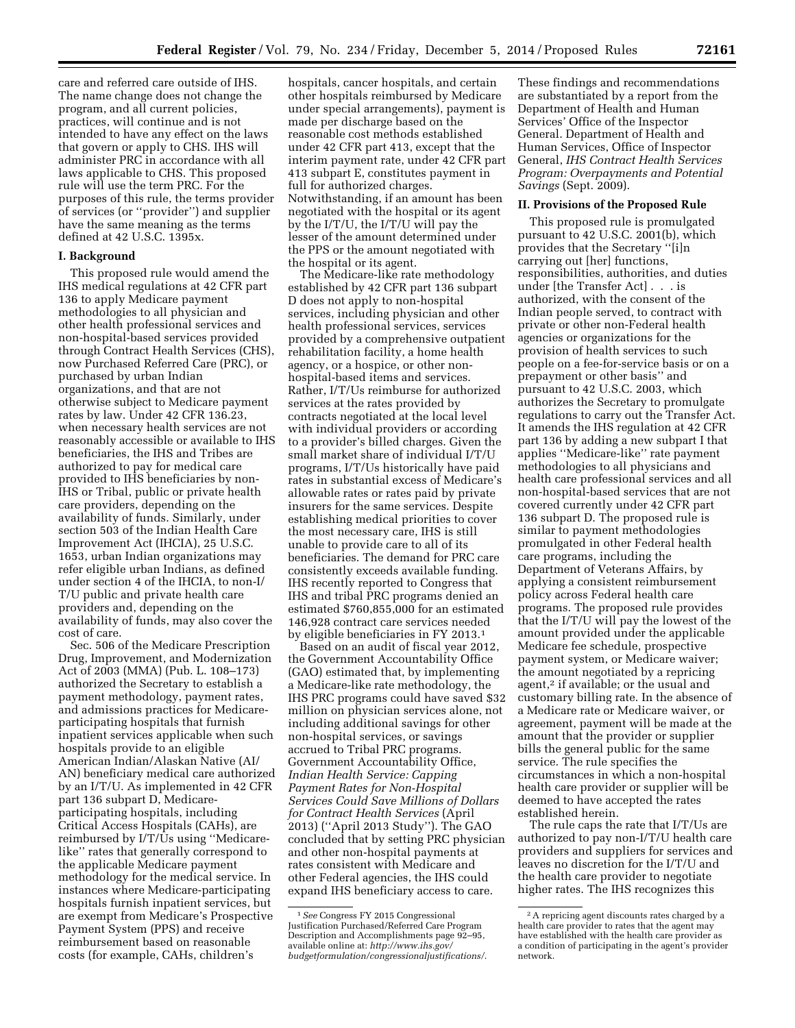care and referred care outside of IHS. The name change does not change the program, and all current policies, practices, will continue and is not intended to have any effect on the laws that govern or apply to CHS. IHS will administer PRC in accordance with all laws applicable to CHS. This proposed rule will use the term PRC. For the purposes of this rule, the terms provider of services (or ''provider'') and supplier have the same meaning as the terms defined at 42 U.S.C. 1395x.

## I. Background

This proposed rule would amend the IHS medical regulations at 42 CFR part 136 to apply Medicare payment methodologies to all physician and other health professional services and non-hospital-based services provided through Contract Health Services (CHS), now Purchased Referred Care (PRC), or purchased by urban Indian organizations, and that are not otherwise subject to Medicare payment rates by law. Under 42 CFR 136.23, when necessary health services are not reasonably accessible or available to IHS beneficiaries, the IHS and Tribes are authorized to pay for medical care provided to IHS beneficiaries by non-IHS or Tribal, public or private health care providers, depending on the availability of funds. Similarly, under section 503 of the Indian Health Care Improvement Act (IHCIA), 25 U.S.C. 1653, urban Indian organizations may refer eligible urban Indians, as defined under section 4 of the IHCIA, to non-I/T/U public and private health care providers and, depending on the availability of funds, may also cover the cost of care.

Sec. 506 of the Medicare Prescription Drug, Improvement, and Modernization Act of 2003 (MMA) (Pub. L. 108–173) authorized the Secretary to establish a payment methodology, payment rates, and admissions practices for Medicare-participating hospitals that furnish inpatient services applicable when such hospitals provide to an eligible American Indian/Alaskan Native (AI/AN) beneficiary medical care authorized by an I/T/U. As implemented in 42 CFR part 136 subpart D, Medicare-participating hospitals, including Critical Access Hospitals (CAHs), are reimbursed by I/T/Us using ''Medicare-like'' rates that generally correspond to the applicable Medicare payment methodology for the medical service. In instances where Medicare-participating hospitals furnish inpatient services, but are exempt from Medicare's Prospective Payment System (PPS) and receive reimbursement based on reasonable costs (for example, CAHs, children's hospitals, cancer hospitals, and certain other hospitals reimbursed by Medicare under special arrangements), payment is made per discharge based on the reasonable cost methods established under 42 CFR part 413, except that the interim payment rate, under 42 CFR part 413 subpart E, constitutes payment in full for authorized charges. Notwithstanding, if an amount has been negotiated with the hospital or its agent by the I/T/U, the I/T/U will pay the lesser of the amount determined under the PPS or the amount negotiated with the hospital or its agent.

The Medicare-like rate methodology established by 42 CFR part 136 subpart D does not apply to non-hospital services, including physician and other health professional services, services provided by a comprehensive outpatient rehabilitation facility, a home health agency, or a hospice, or other non-hospital-based items and services. Rather, I/T/Us reimburse for authorized services at the rates provided by contracts negotiated at the local level with individual providers or according to a provider's billed charges. Given the small market share of individual I/T/U programs, I/T/Us historically have paid rates in substantial excess of Medicare's allowable rates or rates paid by private insurers for the same services. Despite establishing medical priorities to cover the most necessary care, IHS is still unable to provide care to all of its beneficiaries. The demand for PRC care consistently exceeds available funding. IHS recently reported to Congress that IHS and tribal PRC programs denied an estimated $760,855,000 for an estimated 146,928 contract care services needed by eligible beneficiaries in FY 2013.[1]

Based on an audit of fiscal year 2012, the Government Accountability Office (GAO) estimated that, by implementing a Medicare-like rate methodology, the IHS PRC programs could have saved $32 million on physician services alone, not including additional savings for other non-hospital services, or savings accrued to Tribal PRC programs. Government Accountability Office, *Indian Health Service: Capping Payment Rates for Non-Hospital Services Could Save Millions of Dollars for Contract Health Services* (April 2013) (''April 2013 Study''). The GAO concluded that by setting PRC physician and other non-hospital payments at rates consistent with Medicare and other Federal agencies, the IHS could expand IHS beneficiary access to care. These findings and recommendations are substantiated by a report from the Department of Health and Human Services' Office of the Inspector General. Department of Health and Human Services, Office of Inspector General, *IHS Contract Health Services Program: Overpayments and Potential Savings* (Sept. 2009).

## II. Provisions of the Proposed Rule

This proposed rule is promulgated pursuant to 42 U.S.C. 2001(b), which provides that the Secretary ''[i]n carrying out [her] functions, responsibilities, authorities, and duties under [the Transfer Act] . . . is authorized, with the consent of the Indian people served, to contract with private or other non-Federal health agencies or organizations for the provision of health services to such people on a fee-for-service basis or on a prepayment or other basis'' and pursuant to 42 U.S.C. 2003, which authorizes the Secretary to promulgate regulations to carry out the Transfer Act. It amends the IHS regulation at 42 CFR part 136 by adding a new subpart I that applies ''Medicare-like'' rate payment methodologies to all physicians and health care professional services and all non-hospital-based services that are not covered currently under 42 CFR part 136 subpart D. The proposed rule is similar to payment methodologies promulgated in other Federal health care programs, including the Department of Veterans Affairs, by applying a consistent reimbursement policy across Federal health care programs. The proposed rule provides that the I/T/U will pay the lowest of the amount provided under the applicable Medicare fee schedule, prospective payment system, or Medicare waiver; the amount negotiated by a repricing agent,[2] if available; or the usual and customary billing rate. In the absence of a Medicare rate or Medicare waiver, or agreement, payment will be made at the amount that the provider or supplier bills the general public for the same service. The rule specifies the circumstances in which a non-hospital health care provider or supplier will be deemed to have accepted the rates established herein.

The rule caps the rate that I/T/Us are authorized to pay non-I/T/U health care providers and suppliers for services and leaves no discretion for the I/T/U and the health care provider to negotiate higher rates. The IHS recognizes this

[1] *See* Congress FY 2015 Congressional Justification Purchased/Referred Care Program Description and Accomplishments page 92–95, available online at: *http://www.ihs.gov/budgetformulation/congressionaljustifications/*.

[2] A repricing agent discounts rates charged by a health care provider to rates that the agent may have established with the health care provider as a condition of participating in the agent's provider network.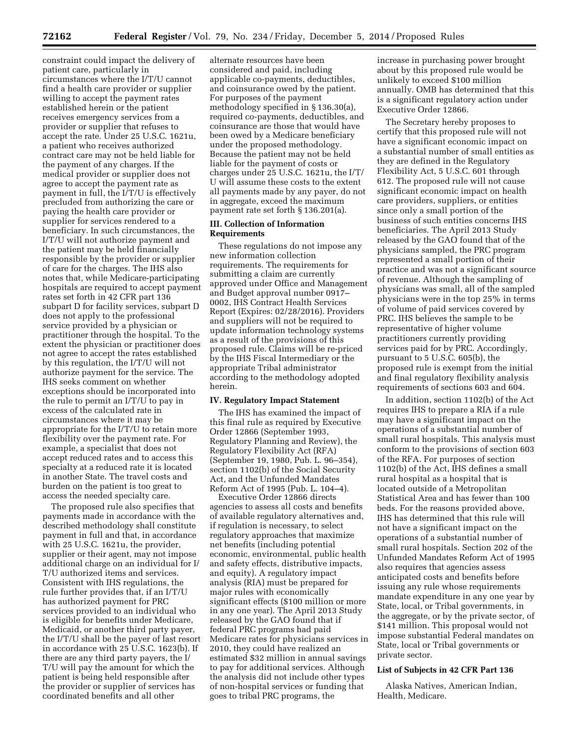constraint could impact the delivery of patient care, particularly in circumstances where the I/T/U cannot find a health care provider or supplier willing to accept the payment rates established herein or the patient receives emergency services from a provider or supplier that refuses to accept the rate. Under 25 U.S.C. 1621u, a patient who receives authorized contract care may not be held liable for the payment of any charges. If the medical provider or supplier does not agree to accept the payment rate as payment in full, the I/T/U is effectively precluded from authorizing the care or paying the health care provider or supplier for services rendered to a beneficiary. In such circumstances, the I/T/U will not authorize payment and the patient may be held financially responsible by the provider or supplier of care for the charges. The IHS also notes that, while Medicare-participating hospitals are required to accept payment rates set forth in 42 CFR part 136 subpart D for facility services, subpart D does not apply to the professional service provided by a physician or practitioner through the hospital. To the extent the physician or practitioner does not agree to accept the rates established by this regulation, the I/T/U will not authorize payment for the service. The IHS seeks comment on whether exceptions should be incorporated into the rule to permit an I/T/U to pay in excess of the calculated rate in circumstances where it may be appropriate for the I/T/U to retain more flexibility over the payment rate. For example, a specialist that does not accept reduced rates and to access this specialty at a reduced rate it is located in another State. The travel costs and burden on the patient is too great to access the needed specialty care.

The proposed rule also specifies that payments made in accordance with the described methodology shall constitute payment in full and that, in accordance with 25 U.S.C. 1621u, the provider, supplier or their agent, may not impose additional charge on an individual for I/T/U authorized items and services. Consistent with IHS regulations, the rule further provides that, if an I/T/U has authorized payment for PRC services provided to an individual who is eligible for benefits under Medicare, Medicaid, or another third party payer, the I/T/U shall be the payer of last resort in accordance with 25 U.S.C. 1623(b). If there are any third party payers, the I/T/U will pay the amount for which the patient is being held responsible after the provider or supplier of services has coordinated benefits and all other alternate resources have been considered and paid, including applicable co-payments, deductibles, and coinsurance owed by the patient. For purposes of the payment methodology specified in § 136.30(a), required co-payments, deductibles, and coinsurance are those that would have been owed by a Medicare beneficiary under the proposed methodology. Because the patient may not be held liable for the payment of costs or charges under 25 U.S.C. 1621u, the I/T/U will assume these costs to the extent all payments made by any payer, do not in aggregate, exceed the maximum payment rate set forth § 136.201(a).

### III. Collection of Information Requirements

These regulations do not impose any new information collection requirements. The requirements for submitting a claim are currently approved under Office and Management and Budget approval number 0917–0002, IHS Contract Health Services Report (Expires: 02/28/2016). Providers and suppliers will not be required to update information technology systems as a result of the provisions of this proposed rule. Claims will be re-priced by the IHS Fiscal Intermediary or the appropriate Tribal administrator according to the methodology adopted herein.

### IV. Regulatory Impact Statement

The IHS has examined the impact of this final rule as required by Executive Order 12866 (September 1993, Regulatory Planning and Review), the Regulatory Flexibility Act (RFA) (September 19, 1980, Pub. L. 96–354), section 1102(b) of the Social Security Act, and the Unfunded Mandates Reform Act of 1995 (Pub. L. 104–4).

Executive Order 12866 directs agencies to assess all costs and benefits of available regulatory alternatives and, if regulation is necessary, to select regulatory approaches that maximize net benefits (including potential economic, environmental, public health and safety effects, distributive impacts, and equity). A regulatory impact analysis (RIA) must be prepared for major rules with economically significant effects ($100 million or more in any one year). The April 2013 Study released by the GAO found that if federal PRC programs had paid Medicare rates for physicians services in 2010, they could have realized an estimated $32 million in annual savings to pay for additional services. Although the analysis did not include other types of non-hospital services or funding that goes to tribal PRC programs, the increase in purchasing power brought about by this proposed rule would be unlikely to exceed $100 million annually. OMB has determined that this is a significant regulatory action under Executive Order 12866.

The Secretary hereby proposes to certify that this proposed rule will not have a significant economic impact on a substantial number of small entities as they are defined in the Regulatory Flexibility Act, 5 U.S.C. 601 through 612. The proposed rule will not cause significant economic impact on health care providers, suppliers, or entities since only a small portion of the business of such entities concerns IHS beneficiaries. The April 2013 Study released by the GAO found that of the physicians sampled, the PRC program represented a small portion of their practice and was not a significant source of revenue. Although the sampling of physicians was small, all of the sampled physicians were in the top 25% in terms of volume of paid services covered by PRC. IHS believes the sample to be representative of higher volume practitioners currently providing services paid for by PRC. Accordingly, pursuant to 5 U.S.C. 605(b), the proposed rule is exempt from the initial and final regulatory flexibility analysis requirements of sections 603 and 604.

In addition, section 1102(b) of the Act requires IHS to prepare a RIA if a rule may have a significant impact on the operations of a substantial number of small rural hospitals. This analysis must conform to the provisions of section 603 of the RFA. For purposes of section 1102(b) of the Act, IHS defines a small rural hospital as a hospital that is located outside of a Metropolitan Statistical Area and has fewer than 100 beds. For the reasons provided above, IHS has determined that this rule will not have a significant impact on the operations of a substantial number of small rural hospitals. Section 202 of the Unfunded Mandates Reform Act of 1995 also requires that agencies assess anticipated costs and benefits before issuing any rule whose requirements mandate expenditure in any one year by State, local, or Tribal governments, in the aggregate, or by the private sector, of $141 million. This proposal would not impose substantial Federal mandates on State, local or Tribal governments or private sector.

### List of Subjects in 42 CFR Part 136

Alaska Natives, American Indian, Health, Medicare.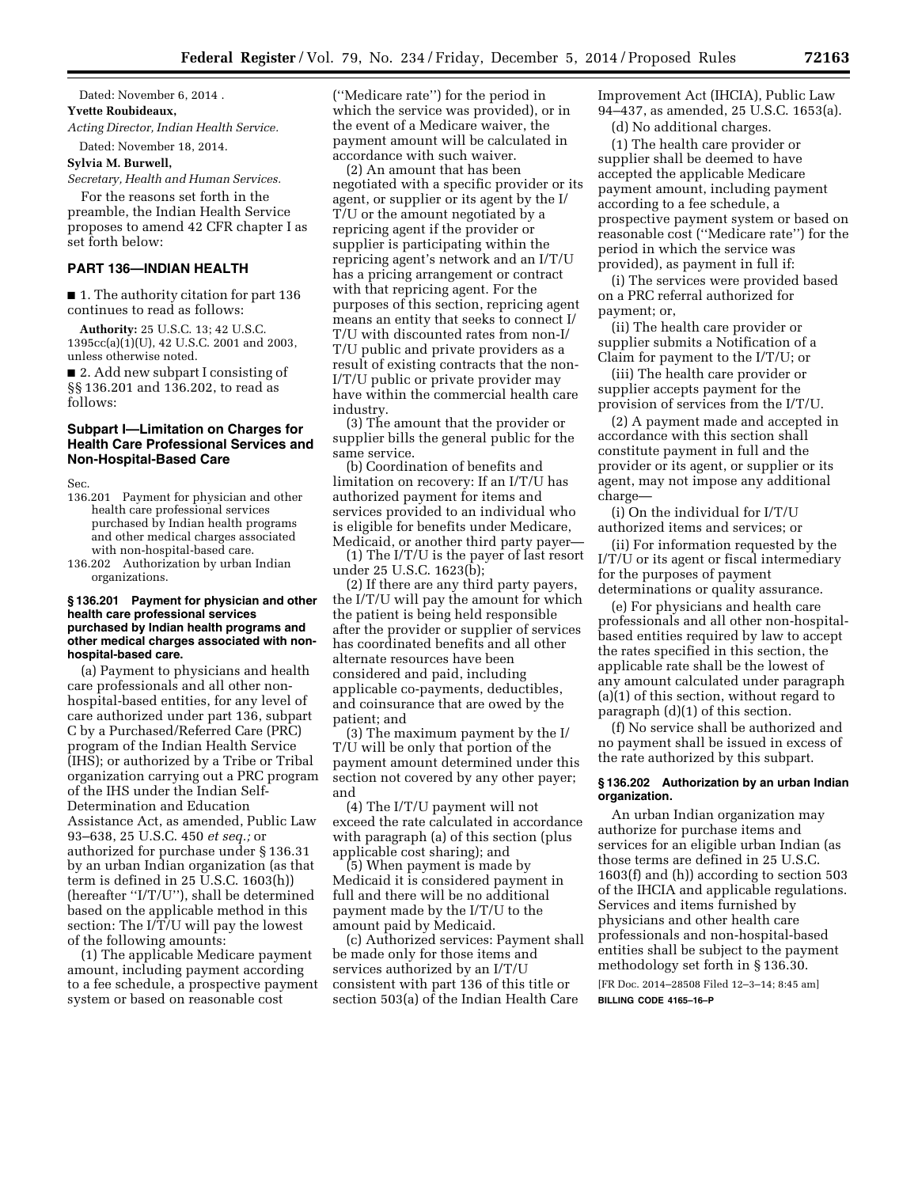Dated: November 6, 2014 .

**Yvette Roubideaux,**

*Acting Director, Indian Health Service.*

Dated: November 18, 2014.

**Sylvia M. Burwell,**

*Secretary, Health and Human Services.*

For the reasons set forth in the preamble, the Indian Health Service proposes to amend 42 CFR chapter I as set forth below:

## PART 136—INDIAN HEALTH

■ 1. The authority citation for part 136 continues to read as follows:

**Authority:** 25 U.S.C. 13; 42 U.S.C. 1395cc(a)(1)(U), 42 U.S.C. 2001 and 2003, unless otherwise noted.

■ 2. Add new subpart I consisting of §§ 136.201 and 136.202, to read as follows:

### Subpart I—Limitation on Charges for Health Care Professional Services and Non-Hospital-Based Care

Sec.

136.201 Payment for physician and other health care professional services purchased by Indian health programs and other medical charges associated with non-hospital-based care.

136.202 Authorization by urban Indian organizations.

#### § 136.201 Payment for physician and other health care professional services purchased by Indian health programs and other medical charges associated with non-hospital-based care.

(a) Payment to physicians and health care professionals and all other non-hospital-based entities, for any level of care authorized under part 136, subpart C by a Purchased/Referred Care (PRC) program of the Indian Health Service (IHS); or authorized by a Tribe or Tribal organization carrying out a PRC program of the IHS under the Indian Self-Determination and Education Assistance Act, as amended, Public Law 93–638, 25 U.S.C. 450 *et seq.;* or authorized for purchase under § 136.31 by an urban Indian organization (as that term is defined in 25 U.S.C. 1603(h)) (hereafter ''I/T/U''), shall be determined based on the applicable method in this section: The I/T/U will pay the lowest of the following amounts:

(1) The applicable Medicare payment amount, including payment according to a fee schedule, a prospective payment system or based on reasonable cost (''Medicare rate'') for the period in which the service was provided), or in the event of a Medicare waiver, the payment amount will be calculated in accordance with such waiver.

(2) An amount that has been negotiated with a specific provider or its agent, or supplier or its agent by the I/T/U or the amount negotiated by a repricing agent if the provider or supplier is participating within the repricing agent's network and an I/T/U has a pricing arrangement or contract with that repricing agent. For the purposes of this section, repricing agent means an entity that seeks to connect I/T/U with discounted rates from non-I/T/U public and private providers as a result of existing contracts that the non-I/T/U public or private provider may have within the commercial health care industry.

(3) The amount that the provider or supplier bills the general public for the same service.

(b) Coordination of benefits and limitation on recovery: If an I/T/U has authorized payment for items and services provided to an individual who is eligible for benefits under Medicare, Medicaid, or another third party payer—

(1) The I/T/U is the payer of last resort under 25 U.S.C. 1623(b);

(2) If there are any third party payers, the I/T/U will pay the amount for which the patient is being held responsible after the provider or supplier of services has coordinated benefits and all other alternate resources have been considered and paid, including applicable co-payments, deductibles, and coinsurance that are owed by the patient; and

(3) The maximum payment by the I/T/U will be only that portion of the payment amount determined under this section not covered by any other payer; and

(4) The I/T/U payment will not exceed the rate calculated in accordance with paragraph (a) of this section (plus applicable cost sharing); and

(5) When payment is made by Medicaid it is considered payment in full and there will be no additional payment made by the I/T/U to the amount paid by Medicaid.

(c) Authorized services: Payment shall be made only for those items and services authorized by an I/T/U consistent with part 136 of this title or section 503(a) of the Indian Health Care Improvement Act (IHCIA), Public Law 94–437, as amended, 25 U.S.C. 1653(a).

(d) No additional charges.

(1) The health care provider or supplier shall be deemed to have accepted the applicable Medicare payment amount, including payment according to a fee schedule, a prospective payment system or based on reasonable cost (''Medicare rate'') for the period in which the service was provided), as payment in full if:

(i) The services were provided based on a PRC referral authorized for payment; or,

(ii) The health care provider or supplier submits a Notification of a Claim for payment to the I/T/U; or

(iii) The health care provider or supplier accepts payment for the provision of services from the I/T/U.

(2) A payment made and accepted in accordance with this section shall constitute payment in full and the provider or its agent, or supplier or its agent, may not impose any additional charge—

(i) On the individual for I/T/U authorized items and services; or

(ii) For information requested by the I/T/U or its agent or fiscal intermediary for the purposes of payment determinations or quality assurance.

(e) For physicians and health care professionals and all other non-hospital-based entities required by law to accept the rates specified in this section, the applicable rate shall be the lowest of any amount calculated under paragraph (a)(1) of this section, without regard to paragraph (d)(1) of this section.

(f) No service shall be authorized and no payment shall be issued in excess of the rate authorized by this subpart.

#### § 136.202 Authorization by an urban Indian organization.

An urban Indian organization may authorize for purchase items and services for an eligible urban Indian (as those terms are defined in 25 U.S.C. 1603(f) and (h)) according to section 503 of the IHCIA and applicable regulations. Services and items furnished by physicians and other health care professionals and non-hospital-based entities shall be subject to the payment methodology set forth in § 136.30.

[FR Doc. 2014–28508 Filed 12–3–14; 8:45 am]

**BILLING CODE 4165–16–P**